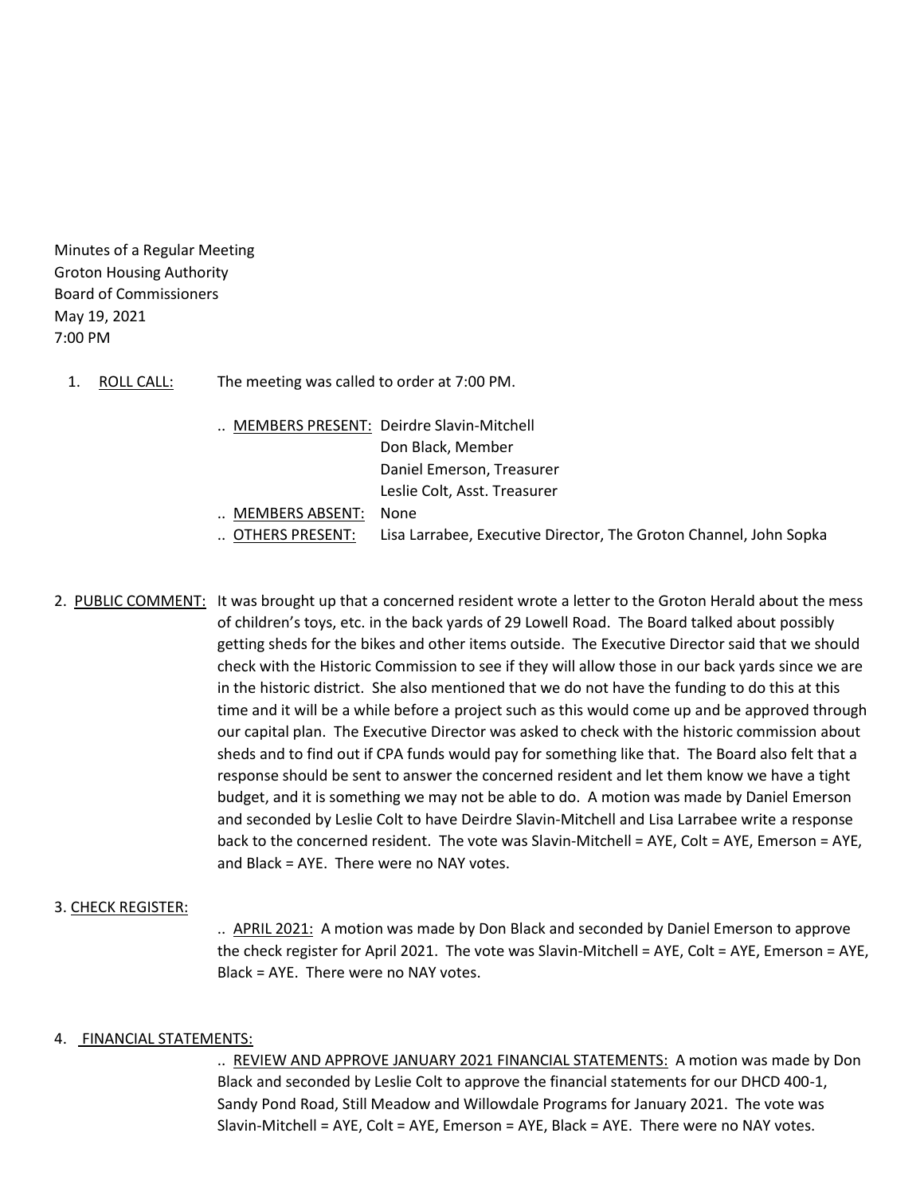Minutes of a Regular Meeting
Groton Housing Authority
Board of Commissioners
May 19, 2021
7:00 PM

1. ROLL CALL: The meeting was called to order at 7:00 PM.

   .. MEMBERS PRESENT: Deirdre Slavin-Mitchell
   Don Black, Member
   Daniel Emerson, Treasurer
   Leslie Colt, Asst. Treasurer

   .. MEMBERS ABSENT: None

   .. OTHERS PRESENT: Lisa Larrabee, Executive Director, The Groton Channel, John Sopka

2. PUBLIC COMMENT: It was brought up that a concerned resident wrote a letter to the Groton Herald about the mess of children's toys, etc. in the back yards of 29 Lowell Road. The Board talked about possibly getting sheds for the bikes and other items outside. The Executive Director said that we should check with the Historic Commission to see if they will allow those in our back yards since we are in the historic district. She also mentioned that we do not have the funding to do this at this time and it will be a while before a project such as this would come up and be approved through our capital plan. The Executive Director was asked to check with the historic commission about sheds and to find out if CPA funds would pay for something like that. The Board also felt that a response should be sent to answer the concerned resident and let them know we have a tight budget, and it is something we may not be able to do. A motion was made by Daniel Emerson and seconded by Leslie Colt to have Deirdre Slavin-Mitchell and Lisa Larrabee write a response back to the concerned resident. The vote was Slavin-Mitchell = AYE, Colt = AYE, Emerson = AYE, and Black = AYE. There were no NAY votes.

3. CHECK REGISTER:

   .. APRIL 2021: A motion was made by Don Black and seconded by Daniel Emerson to approve the check register for April 2021. The vote was Slavin-Mitchell = AYE, Colt = AYE, Emerson = AYE, Black = AYE. There were no NAY votes.

4. FINANCIAL STATEMENTS:

   .. REVIEW AND APPROVE JANUARY 2021 FINANCIAL STATEMENTS: A motion was made by Don Black and seconded by Leslie Colt to approve the financial statements for our DHCD 400-1, Sandy Pond Road, Still Meadow and Willowdale Programs for January 2021. The vote was Slavin-Mitchell = AYE, Colt = AYE, Emerson = AYE, Black = AYE. There were no NAY votes.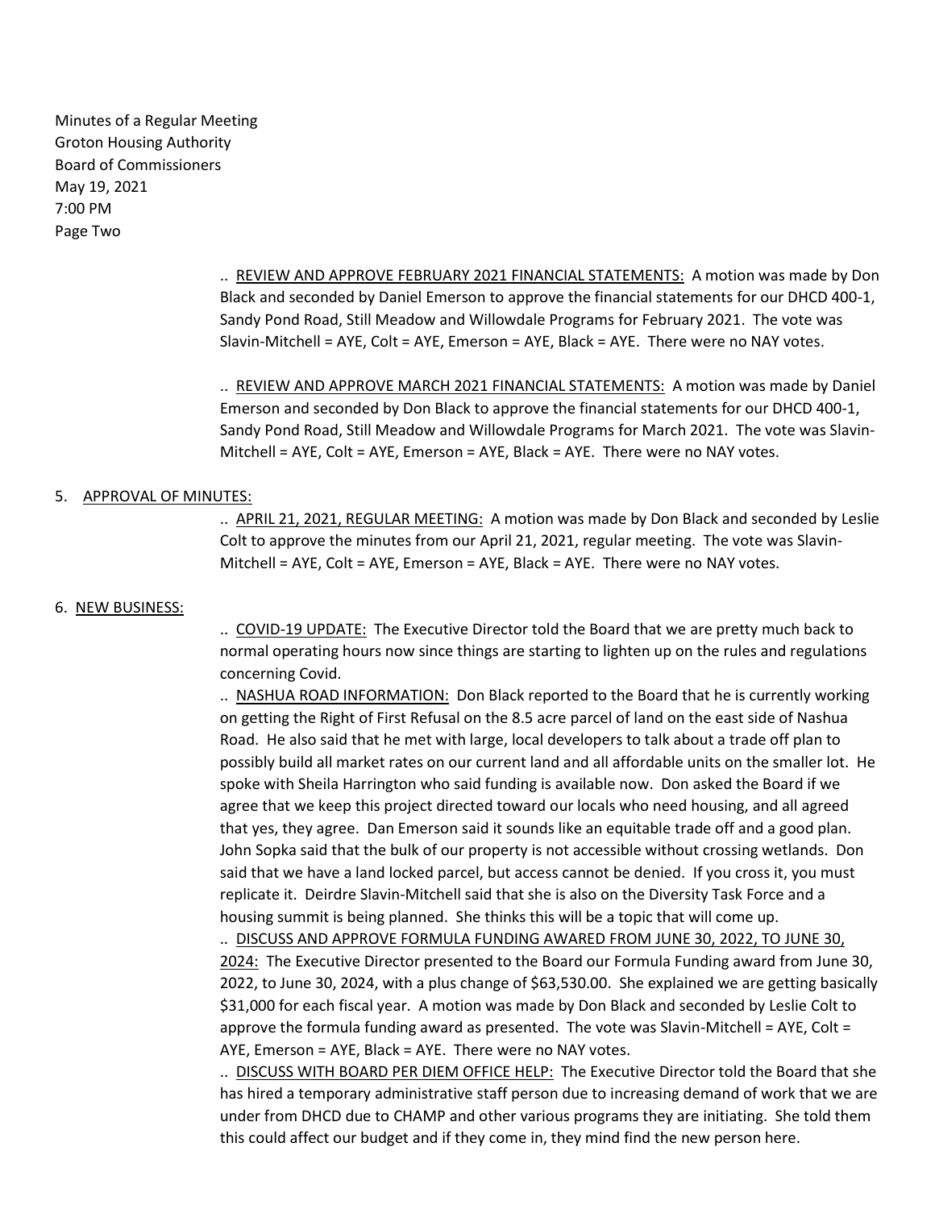Minutes of a Regular Meeting
Groton Housing Authority
Board of Commissioners
May 19, 2021
7:00 PM
Page Two

.. <u>REVIEW AND APPROVE FEBRUARY 2021 FINANCIAL STATEMENTS:</u> A motion was made by Don Black and seconded by Daniel Emerson to approve the financial statements for our DHCD 400-1, Sandy Pond Road, Still Meadow and Willowdale Programs for February 2021. The vote was Slavin-Mitchell = AYE, Colt = AYE, Emerson = AYE, Black = AYE. There were no NAY votes.

.. <u>REVIEW AND APPROVE MARCH 2021 FINANCIAL STATEMENTS:</u> A motion was made by Daniel Emerson and seconded by Don Black to approve the financial statements for our DHCD 400-1, Sandy Pond Road, Still Meadow and Willowdale Programs for March 2021. The vote was Slavin-Mitchell = AYE, Colt = AYE, Emerson = AYE, Black = AYE. There were no NAY votes.

5. <u>APPROVAL OF MINUTES:</u>

.. <u>APRIL 21, 2021, REGULAR MEETING:</u> A motion was made by Don Black and seconded by Leslie Colt to approve the minutes from our April 21, 2021, regular meeting. The vote was Slavin-Mitchell = AYE, Colt = AYE, Emerson = AYE, Black = AYE. There were no NAY votes.

6. <u>NEW BUSINESS:</u>

.. <u>COVID-19 UPDATE:</u> The Executive Director told the Board that we are pretty much back to normal operating hours now since things are starting to lighten up on the rules and regulations concerning Covid.

.. <u>NASHUA ROAD INFORMATION:</u> Don Black reported to the Board that he is currently working on getting the Right of First Refusal on the 8.5 acre parcel of land on the east side of Nashua Road. He also said that he met with large, local developers to talk about a trade off plan to possibly build all market rates on our current land and all affordable units on the smaller lot. He spoke with Sheila Harrington who said funding is available now. Don asked the Board if we agree that we keep this project directed toward our locals who need housing, and all agreed that yes, they agree. Dan Emerson said it sounds like an equitable trade off and a good plan. John Sopka said that the bulk of our property is not accessible without crossing wetlands. Don said that we have a land locked parcel, but access cannot be denied. If you cross it, you must replicate it. Deirdre Slavin-Mitchell said that she is also on the Diversity Task Force and a housing summit is being planned. She thinks this will be a topic that will come up.

.. <u>DISCUSS AND APPROVE FORMULA FUNDING AWARED FROM JUNE 30, 2022, TO JUNE 30, 2024:</u> The Executive Director presented to the Board our Formula Funding award from June 30, 2022, to June 30, 2024, with a plus change of $63,530.00. She explained we are getting basically $31,000 for each fiscal year. A motion was made by Don Black and seconded by Leslie Colt to approve the formula funding award as presented. The vote was Slavin-Mitchell = AYE, Colt = AYE, Emerson = AYE, Black = AYE. There were no NAY votes.

.. <u>DISCUSS WITH BOARD PER DIEM OFFICE HELP:</u> The Executive Director told the Board that she has hired a temporary administrative staff person due to increasing demand of work that we are under from DHCD due to CHAMP and other various programs they are initiating. She told them this could affect our budget and if they come in, they mind find the new person here.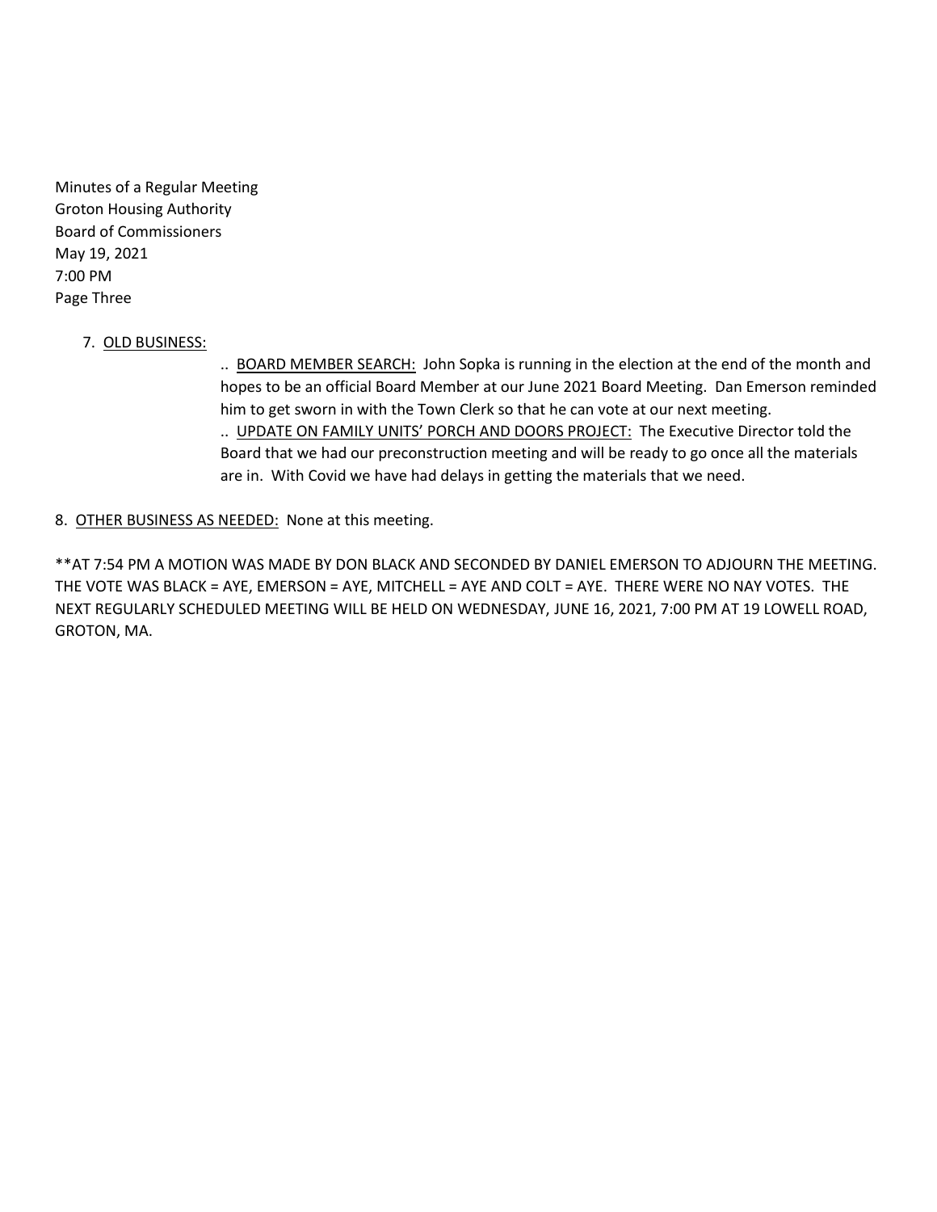Minutes of a Regular Meeting
Groton Housing Authority
Board of Commissioners
May 19, 2021
7:00 PM
Page Three

7. OLD BUSINESS:

.. BOARD MEMBER SEARCH: John Sopka is running in the election at the end of the month and hopes to be an official Board Member at our June 2021 Board Meeting. Dan Emerson reminded him to get sworn in with the Town Clerk so that he can vote at our next meeting.

.. UPDATE ON FAMILY UNITS' PORCH AND DOORS PROJECT: The Executive Director told the Board that we had our preconstruction meeting and will be ready to go once all the materials are in. With Covid we have had delays in getting the materials that we need.

8. OTHER BUSINESS AS NEEDED: None at this meeting.

**AT 7:54 PM A MOTION WAS MADE BY DON BLACK AND SECONDED BY DANIEL EMERSON TO ADJOURN THE MEETING. THE VOTE WAS BLACK = AYE, EMERSON = AYE, MITCHELL = AYE AND COLT = AYE. THERE WERE NO NAY VOTES. THE NEXT REGULARLY SCHEDULED MEETING WILL BE HELD ON WEDNESDAY, JUNE 16, 2021, 7:00 PM AT 19 LOWELL ROAD, GROTON, MA.